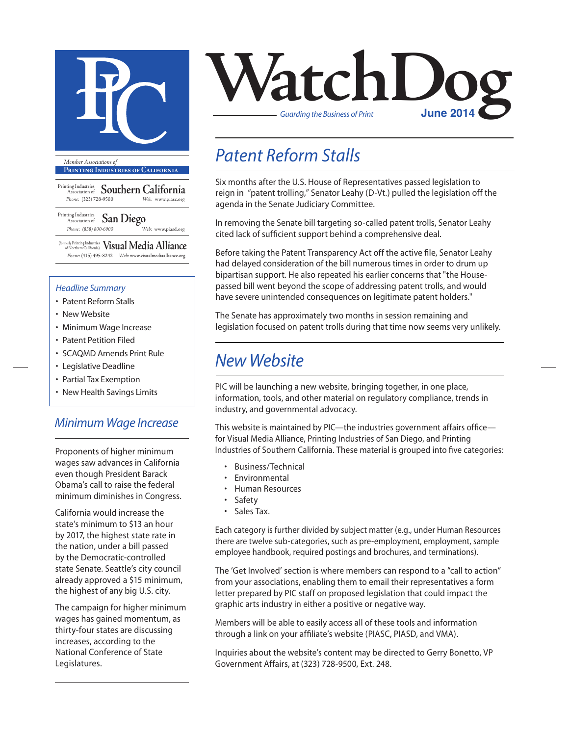# WatchDog

*Guarding the Business of Print*

**June 2014**

PIC

*Member Associations of*
**Printing Industries of California**

Printing Industries Association of **Southern California**
*Phone:* (323) 728-9500 *Web:* www.piasc.org

Printing Industries Association of **San Diego**
*Phone:* (858) 800-6900 *Web:* www.piasd.org

(formerly Printing Industries of Northern California) **Visual Media Alliance**
*Phone:* (415) 495-8242 *Web:* www.visualmediaalliance.org

### Headline Summary

- Patent Reform Stalls
- New Website
- Minimum Wage Increase
- Patent Petition Filed
- SCAQMD Amends Print Rule
- Legislative Deadline
- Partial Tax Exemption
- New Health Savings Limits

## Patent Reform Stalls

Six months after the U.S. House of Representatives passed legislation to reign in "patent trolling," Senator Leahy (D-Vt.) pulled the legislation off the agenda in the Senate Judiciary Committee.

In removing the Senate bill targeting so-called patent trolls, Senator Leahy cited lack of sufficient support behind a comprehensive deal.

Before taking the Patent Transparency Act off the active file, Senator Leahy had delayed consideration of the bill numerous times in order to drum up bipartisan support. He also repeated his earlier concerns that "the House-passed bill went beyond the scope of addressing patent trolls, and would have severe unintended consequences on legitimate patent holders."

The Senate has approximately two months in session remaining and legislation focused on patent trolls during that time now seems very unlikely.

## New Website

PIC will be launching a new website, bringing together, in one place, information, tools, and other material on regulatory compliance, trends in industry, and governmental advocacy.

This website is maintained by PIC—the industries government affairs office—for Visual Media Alliance, Printing Industries of San Diego, and Printing Industries of Southern California. These material is grouped into five categories:

- Business/Technical
- Environmental
- Human Resources
- Safety
- Sales Tax.

Each category is further divided by subject matter (e.g., under Human Resources there are twelve sub-categories, such as pre-employment, employment, sample employee handbook, required postings and brochures, and terminations).

The 'Get Involved' section is where members can respond to a "call to action" from your associations, enabling them to email their representatives a form letter prepared by PIC staff on proposed legislation that could impact the graphic arts industry in either a positive or negative way.

Members will be able to easily access all of these tools and information through a link on your affiliate's website (PIASC, PIASD, and VMA).

Inquiries about the website's content may be directed to Gerry Bonetto, VP Government Affairs, at (323) 728-9500, Ext. 248.

## Minimum Wage Increase

Proponents of higher minimum wages saw advances in California even though President Barack Obama's call to raise the federal minimum diminishes in Congress.

California would increase the state's minimum to $13 an hour by 2017, the highest state rate in the nation, under a bill passed by the Democratic-controlled state Senate. Seattle's city council already approved a $15 minimum, the highest of any big U.S. city.

The campaign for higher minimum wages has gained momentum, as thirty-four states are discussing increases, according to the National Conference of State Legislatures.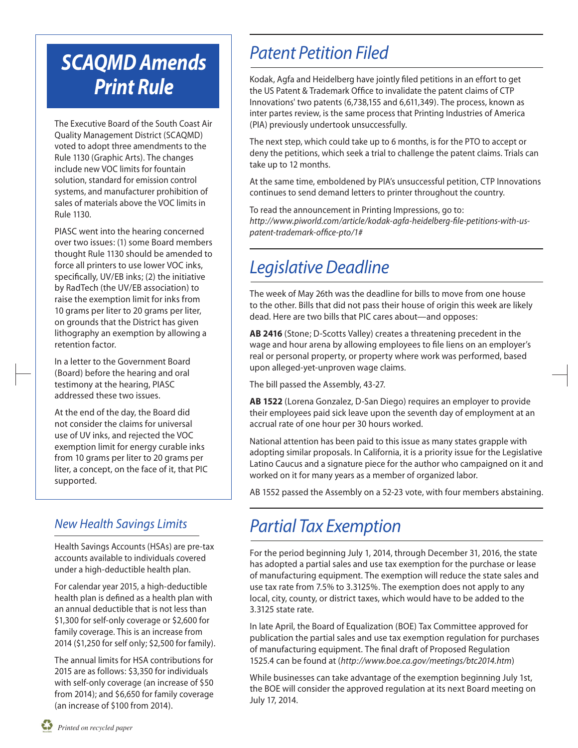# SCAQMD Amends Print Rule

The Executive Board of the South Coast Air Quality Management District (SCAQMD) voted to adopt three amendments to the Rule 1130 (Graphic Arts). The changes include new VOC limits for fountain solution, standard for emission control systems, and manufacturer prohibition of sales of materials above the VOC limits in Rule 1130.

PIASC went into the hearing concerned over two issues: (1) some Board members thought Rule 1130 should be amended to force all printers to use lower VOC inks, specifically, UV/EB inks; (2) the initiative by RadTech (the UV/EB association) to raise the exemption limit for inks from 10 grams per liter to 20 grams per liter, on grounds that the District has given lithography an exemption by allowing a retention factor.

In a letter to the Government Board (Board) before the hearing and oral testimony at the hearing, PIASC addressed these two issues.

At the end of the day, the Board did not consider the claims for universal use of UV inks, and rejected the VOC exemption limit for energy curable inks from 10 grams per liter to 20 grams per liter, a concept, on the face of it, that PIC supported.

## *New Health Savings Limits*

Health Savings Accounts (HSAs) are pre-tax accounts available to individuals covered under a high-deductible health plan.

For calendar year 2015, a high-deductible health plan is defined as a health plan with an annual deductible that is not less than $1,300 for self-only coverage or $2,600 for family coverage. This is an increase from 2014 ($1,250 for self only; $2,500 for family).

The annual limits for HSA contributions for 2015 are as follows: $3,350 for individuals with self-only coverage (an increase of $50 from 2014); and $6,650 for family coverage (an increase of $100 from 2014).

# *Patent Petition Filed*

Kodak, Agfa and Heidelberg have jointly filed petitions in an effort to get the US Patent & Trademark Office to invalidate the patent claims of CTP Innovations' two patents (6,738,155 and 6,611,349). The process, known as inter partes review, is the same process that Printing Industries of America (PIA) previously undertook unsuccessfully.

The next step, which could take up to 6 months, is for the PTO to accept or deny the petitions, which seek a trial to challenge the patent claims. Trials can take up to 12 months.

At the same time, emboldened by PIA's unsuccessful petition, CTP Innovations continues to send demand letters to printer throughout the country.

To read the announcement in Printing Impressions, go to: *http://www.piworld.com/article/kodak-agfa-heidelberg-file-petitions-with-us-patent-trademark-office-pto/1#*

# *Legislative Deadline*

The week of May 26th was the deadline for bills to move from one house to the other. Bills that did not pass their house of origin this week are likely dead. Here are two bills that PIC cares about—and opposes:

**AB 2416** (Stone; D-Scotts Valley) creates a threatening precedent in the wage and hour arena by allowing employees to file liens on an employer's real or personal property, or property where work was performed, based upon alleged-yet-unproven wage claims.

The bill passed the Assembly, 43-27.

**AB 1522** (Lorena Gonzalez, D-San Diego) requires an employer to provide their employees paid sick leave upon the seventh day of employment at an accrual rate of one hour per 30 hours worked.

National attention has been paid to this issue as many states grapple with adopting similar proposals. In California, it is a priority issue for the Legislative Latino Caucus and a signature piece for the author who campaigned on it and worked on it for many years as a member of organized labor.

AB 1552 passed the Assembly on a 52-23 vote, with four members abstaining.

# *Partial Tax Exemption*

For the period beginning July 1, 2014, through December 31, 2016, the state has adopted a partial sales and use tax exemption for the purchase or lease of manufacturing equipment. The exemption will reduce the state sales and use tax rate from 7.5% to 3.3125%. The exemption does not apply to any local, city, county, or district taxes, which would have to be added to the 3.3125 state rate.

In late April, the Board of Equalization (BOE) Tax Committee approved for publication the partial sales and use tax exemption regulation for purchases of manufacturing equipment. The final draft of Proposed Regulation 1525.4 can be found at (*http://www.boe.ca.gov/meetings/btc2014.htm*)

While businesses can take advantage of the exemption beginning July 1st, the BOE will consider the approved regulation at its next Board meeting on July 17, 2014.

*Printed on recycled paper*